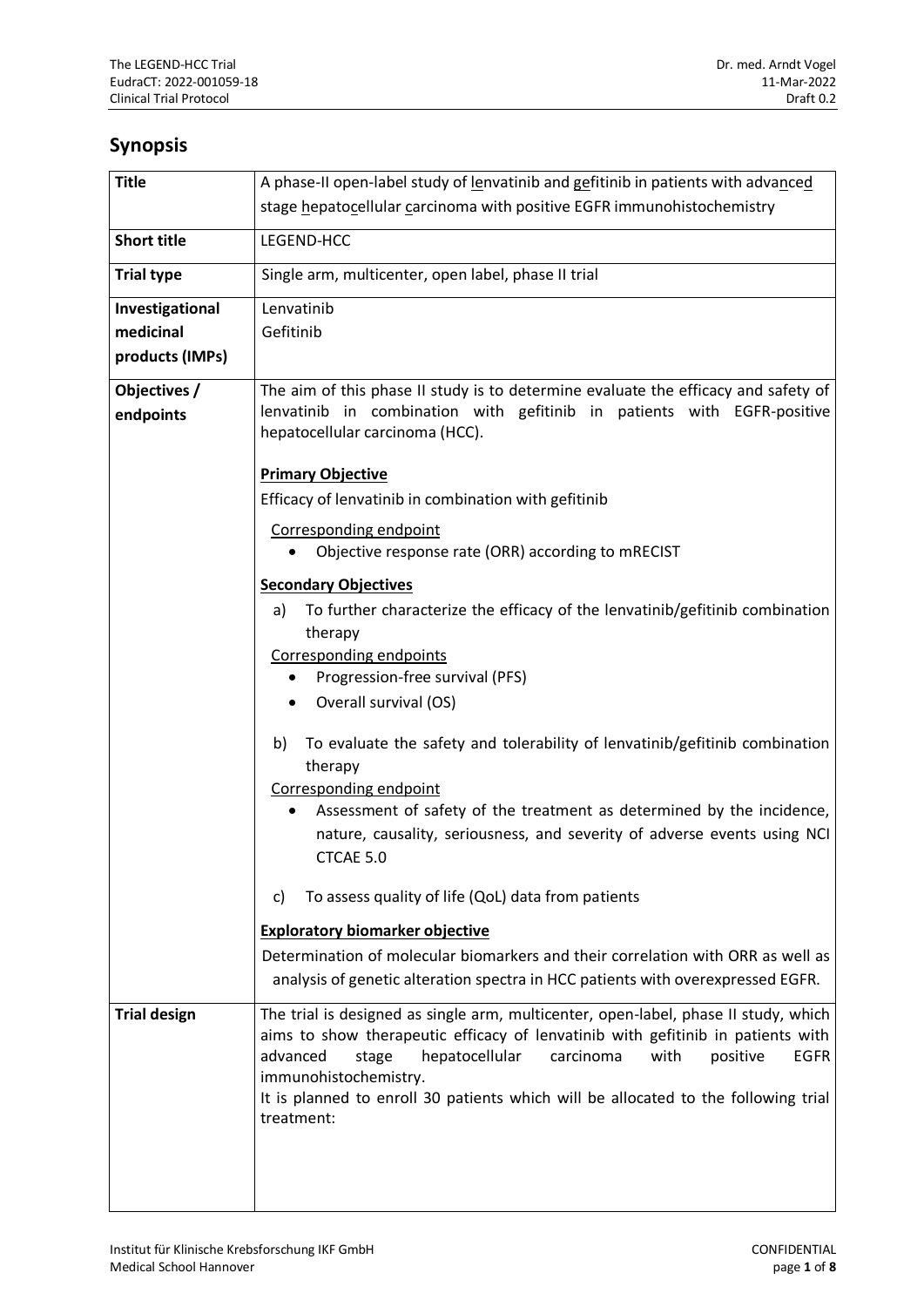## Synopsis

| | |
|---|---|
| **Title** | A phase-II open-label study of lenvatinib and gefitinib in patients with advanced stage hepatocellular carcinoma with positive EGFR immunohistochemistry |
| **Short title** | LEGEND-HCC |
| **Trial type** | Single arm, multicenter, open label, phase II trial |
| **Investigational medicinal products (IMPs)** | Lenvatinib<br>Gefitinib |
| **Objectives / endpoints** | The aim of this phase II study is to determine evaluate the efficacy and safety of lenvatinib in combination with gefitinib in patients with EGFR-positive hepatocellular carcinoma (HCC).<br><br>**Primary Objective**<br>Efficacy of lenvatinib in combination with gefitinib<br><br>Corresponding endpoint<br>• Objective response rate (ORR) according to mRECIST<br><br>**Secondary Objectives**<br>a) To further characterize the efficacy of the lenvatinib/gefitinib combination therapy<br>Corresponding endpoints<br>• Progression-free survival (PFS)<br>• Overall survival (OS)<br><br>b) To evaluate the safety and tolerability of lenvatinib/gefitinib combination therapy<br>Corresponding endpoint<br>• Assessment of safety of the treatment as determined by the incidence, nature, causality, seriousness, and severity of adverse events using NCI CTCAE 5.0<br><br>c) To assess quality of life (QoL) data from patients<br><br>**Exploratory biomarker objective**<br>Determination of molecular biomarkers and their correlation with ORR as well as analysis of genetic alteration spectra in HCC patients with overexpressed EGFR. |
| **Trial design** | The trial is designed as single arm, multicenter, open-label, phase II study, which aims to show therapeutic efficacy of lenvatinib with gefitinib in patients with advanced stage hepatocellular carcinoma with positive EGFR immunohistochemistry.<br>It is planned to enroll 30 patients which will be allocated to the following trial treatment: |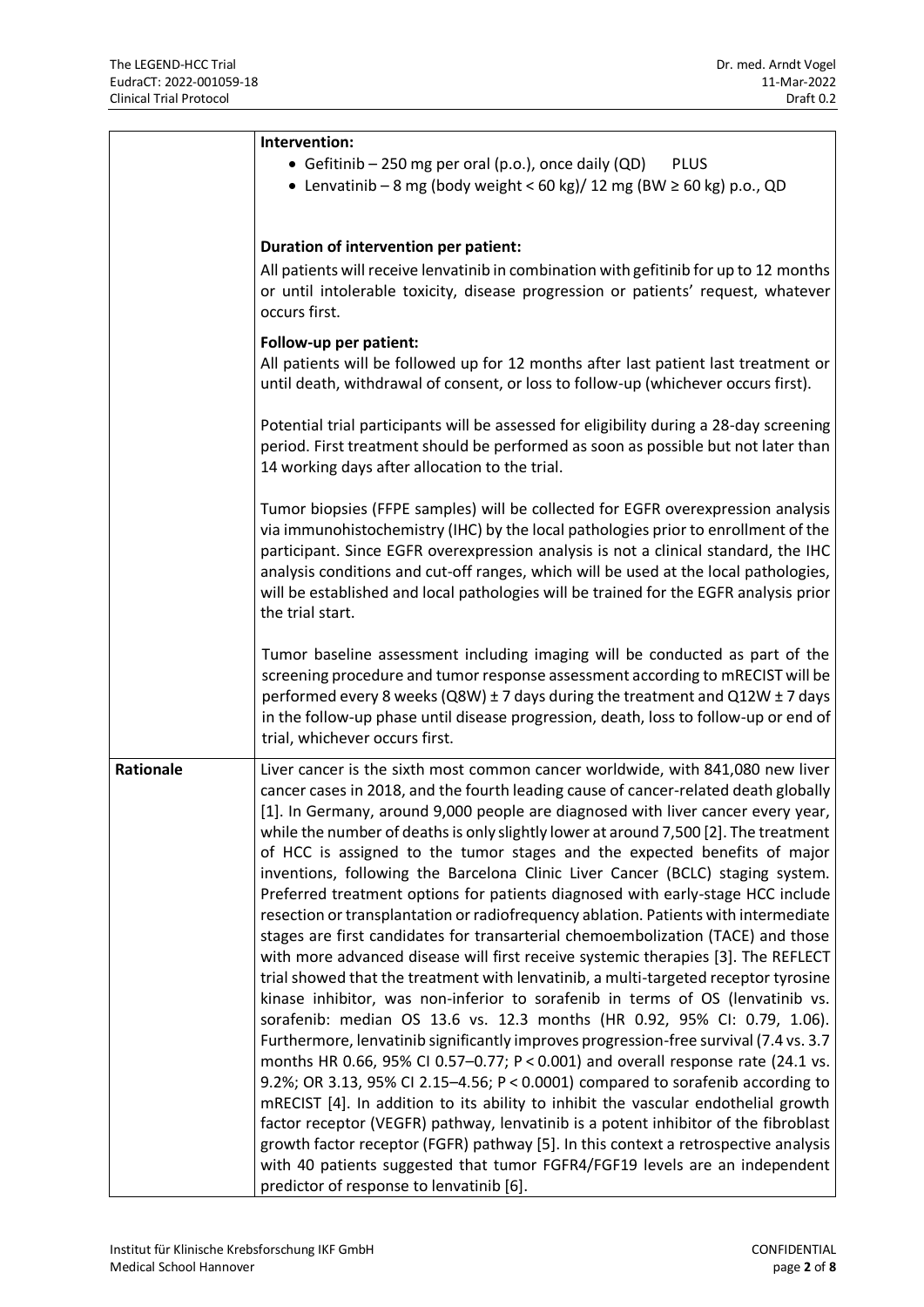| | |
|---|---|
| | **Intervention:**<br>• Gefitinib – 250 mg per oral (p.o.), once daily (QD) PLUS<br>• Lenvatinib – 8 mg (body weight < 60 kg)/ 12 mg (BW ≥ 60 kg) p.o., QD<br><br>**Duration of intervention per patient:**<br>All patients will receive lenvatinib in combination with gefitinib for up to 12 months or until intolerable toxicity, disease progression or patients' request, whatever occurs first.<br><br>**Follow-up per patient:**<br>All patients will be followed up for 12 months after last patient last treatment or until death, withdrawal of consent, or loss to follow-up (whichever occurs first).<br><br>Potential trial participants will be assessed for eligibility during a 28-day screening period. First treatment should be performed as soon as possible but not later than 14 working days after allocation to the trial.<br><br>Tumor biopsies (FFPE samples) will be collected for EGFR overexpression analysis via immunohistochemistry (IHC) by the local pathologies prior to enrollment of the participant. Since EGFR overexpression analysis is not a clinical standard, the IHC analysis conditions and cut-off ranges, which will be used at the local pathologies, will be established and local pathologies will be trained for the EGFR analysis prior the trial start.<br><br>Tumor baseline assessment including imaging will be conducted as part of the screening procedure and tumor response assessment according to mRECIST will be performed every 8 weeks (Q8W) ± 7 days during the treatment and Q12W ± 7 days in the follow-up phase until disease progression, death, loss to follow-up or end of trial, whichever occurs first. |
| **Rationale** | Liver cancer is the sixth most common cancer worldwide, with 841,080 new liver cancer cases in 2018, and the fourth leading cause of cancer-related death globally [1]. In Germany, around 9,000 people are diagnosed with liver cancer every year, while the number of deaths is only slightly lower at around 7,500 [2]. The treatment of HCC is assigned to the tumor stages and the expected benefits of major inventions, following the Barcelona Clinic Liver Cancer (BCLC) staging system. Preferred treatment options for patients diagnosed with early-stage HCC include resection or transplantation or radiofrequency ablation. Patients with intermediate stages are first candidates for transarterial chemoembolization (TACE) and those with more advanced disease will first receive systemic therapies [3]. The REFLECT trial showed that the treatment with lenvatinib, a multi-targeted receptor tyrosine kinase inhibitor, was non-inferior to sorafenib in terms of OS (lenvatinib vs. sorafenib: median OS 13.6 vs. 12.3 months (HR 0.92, 95% CI: 0.79, 1.06). Furthermore, lenvatinib significantly improves progression-free survival (7.4 vs. 3.7 months HR 0.66, 95% CI 0.57–0.77; $P < 0.001$) and overall response rate (24.1 vs. 9.2%; OR 3.13, 95% CI 2.15–4.56; $P < 0.0001$) compared to sorafenib according to mRECIST [4]. In addition to its ability to inhibit the vascular endothelial growth factor receptor (VEGFR) pathway, lenvatinib is a potent inhibitor of the fibroblast growth factor receptor (FGFR) pathway [5]. In this context a retrospective analysis with 40 patients suggested that tumor FGFR4/FGF19 levels are an independent predictor of response to lenvatinib [6]. |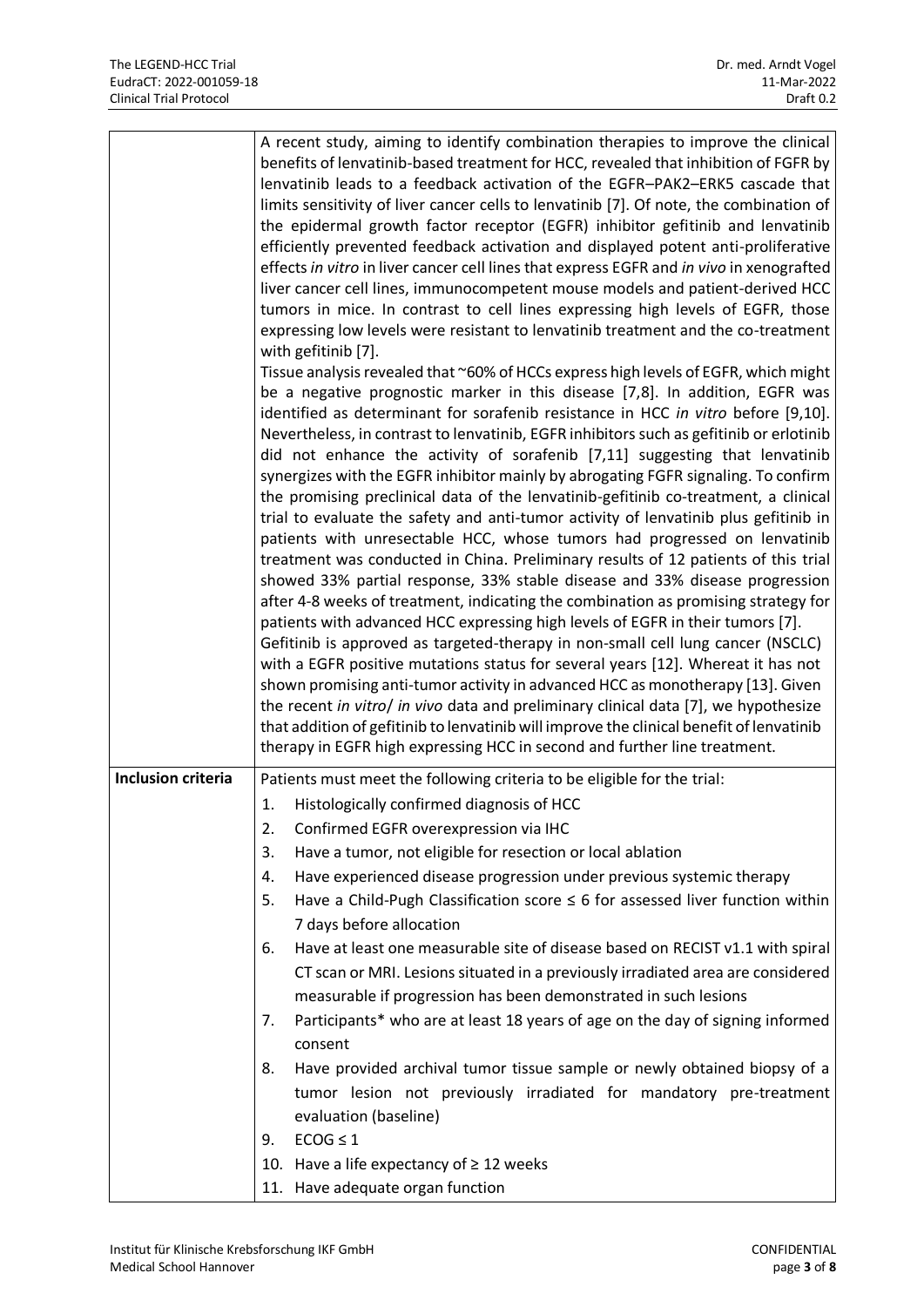| | |
|---|---|
| | A recent study, aiming to identify combination therapies to improve the clinical benefits of lenvatinib-based treatment for HCC, revealed that inhibition of FGFR by lenvatinib leads to a feedback activation of the EGFR–PAK2–ERK5 cascade that limits sensitivity of liver cancer cells to lenvatinib [7]. Of note, the combination of the epidermal growth factor receptor (EGFR) inhibitor gefitinib and lenvatinib efficiently prevented feedback activation and displayed potent anti-proliferative effects *in vitro* in liver cancer cell lines that express EGFR and *in vivo* in xenografted liver cancer cell lines, immunocompetent mouse models and patient-derived HCC tumors in mice. In contrast to cell lines expressing high levels of EGFR, those expressing low levels were resistant to lenvatinib treatment and the co-treatment with gefitinib [7].<br>Tissue analysis revealed that ~60% of HCCs express high levels of EGFR, which might be a negative prognostic marker in this disease [7,8]. In addition, EGFR was identified as determinant for sorafenib resistance in HCC *in vitro* before [9,10]. Nevertheless, in contrast to lenvatinib, EGFR inhibitors such as gefitinib or erlotinib did not enhance the activity of sorafenib [7,11] suggesting that lenvatinib synergizes with the EGFR inhibitor mainly by abrogating FGFR signaling. To confirm the promising preclinical data of the lenvatinib-gefitinib co-treatment, a clinical trial to evaluate the safety and anti-tumor activity of lenvatinib plus gefitinib in patients with unresectable HCC, whose tumors had progressed on lenvatinib treatment was conducted in China. Preliminary results of 12 patients of this trial showed 33% partial response, 33% stable disease and 33% disease progression after 4-8 weeks of treatment, indicating the combination as promising strategy for patients with advanced HCC expressing high levels of EGFR in their tumors [7].<br>Gefitinib is approved as targeted-therapy in non-small cell lung cancer (NSCLC) with a EGFR positive mutations status for several years [12]. Whereat it has not shown promising anti-tumor activity in advanced HCC as monotherapy [13]. Given the recent *in vitro*/ *in vivo* data and preliminary clinical data [7], we hypothesize that addition of gefitinib to lenvatinib will improve the clinical benefit of lenvatinib therapy in EGFR high expressing HCC in second and further line treatment. |
| **Inclusion criteria** | Patients must meet the following criteria to be eligible for the trial:<br>1. Histologically confirmed diagnosis of HCC<br>2. Confirmed EGFR overexpression via IHC<br>3. Have a tumor, not eligible for resection or local ablation<br>4. Have experienced disease progression under previous systemic therapy<br>5. Have a Child-Pugh Classification score ≤ 6 for assessed liver function within 7 days before allocation<br>6. Have at least one measurable site of disease based on RECIST v1.1 with spiral CT scan or MRI. Lesions situated in a previously irradiated area are considered measurable if progression has been demonstrated in such lesions<br>7. Participants* who are at least 18 years of age on the day of signing informed consent<br>8. Have provided archival tumor tissue sample or newly obtained biopsy of a tumor lesion not previously irradiated for mandatory pre-treatment evaluation (baseline)<br>9. ECOG ≤ 1<br>10. Have a life expectancy of ≥ 12 weeks<br>11. Have adequate organ function |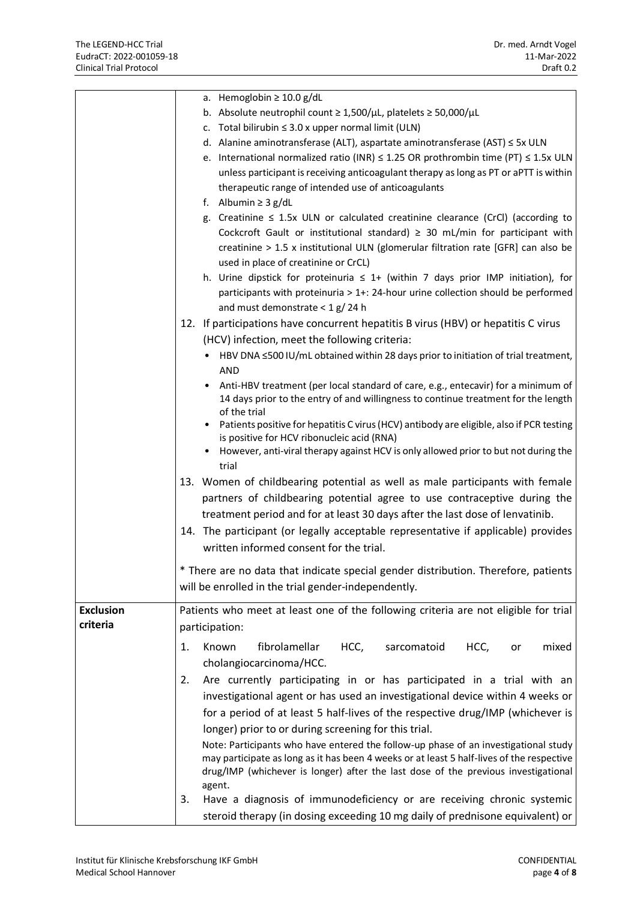| | |
|---|---|
| | a. Hemoglobin ≥ 10.0 g/dL<br>b. Absolute neutrophil count ≥ 1,500/µL, platelets ≥ 50,000/µL<br>c. Total bilirubin ≤ 3.0 x upper normal limit (ULN)<br>d. Alanine aminotransferase (ALT), aspartate aminotransferase (AST) ≤ 5x ULN<br>e. International normalized ratio (INR) ≤ 1.25 OR prothrombin time (PT) ≤ 1.5x ULN unless participant is receiving anticoagulant therapy as long as PT or aPTT is within therapeutic range of intended use of anticoagulants<br>f. Albumin ≥ 3 g/dL<br>g. Creatinine ≤ 1.5x ULN or calculated creatinine clearance (CrCl) (according to Cockcroft Gault or institutional standard) ≥ 30 mL/min for participant with creatinine > 1.5 x institutional ULN (glomerular filtration rate [GFR] can also be used in place of creatinine or CrCL)<br>h. Urine dipstick for proteinuria ≤ 1+ (within 7 days prior IMP initiation), for participants with proteinuria > 1+: 24-hour urine collection should be performed and must demonstrate < 1 g/ 24 h<br>12. If participations have concurrent hepatitis B virus (HBV) or hepatitis C virus (HCV) infection, meet the following criteria:<br>• HBV DNA ≤500 IU/mL obtained within 28 days prior to initiation of trial treatment, AND<br>• Anti-HBV treatment (per local standard of care, e.g., entecavir) for a minimum of 14 days prior to the entry of and willingness to continue treatment for the length of the trial<br>• Patients positive for hepatitis C virus (HCV) antibody are eligible, also if PCR testing is positive for HCV ribonucleic acid (RNA)<br>• However, anti-viral therapy against HCV is only allowed prior to but not during the trial<br>13. Women of childbearing potential as well as male participants with female partners of childbearing potential agree to use contraceptive during the treatment period and for at least 30 days after the last dose of lenvatinib.<br>14. The participant (or legally acceptable representative if applicable) provides written informed consent for the trial.<br><br>* There are no data that indicate special gender distribution. Therefore, patients will be enrolled in the trial gender-independently. |
| **Exclusion criteria** | Patients who meet at least one of the following criteria are not eligible for trial participation:<br>1. Known fibrolamellar HCC, sarcomatoid HCC, or mixed cholangiocarcinoma/HCC.<br>2. Are currently participating in or has participated in a trial with an investigational agent or has used an investigational device within 4 weeks or for a period of at least 5 half-lives of the respective drug/IMP (whichever is longer) prior to or during screening for this trial.<br>Note: Participants who have entered the follow-up phase of an investigational study may participate as long as it has been 4 weeks or at least 5 half-lives of the respective drug/IMP (whichever is longer) after the last dose of the previous investigational agent.<br>3. Have a diagnosis of immunodeficiency or are receiving chronic systemic steroid therapy (in dosing exceeding 10 mg daily of prednisone equivalent) or |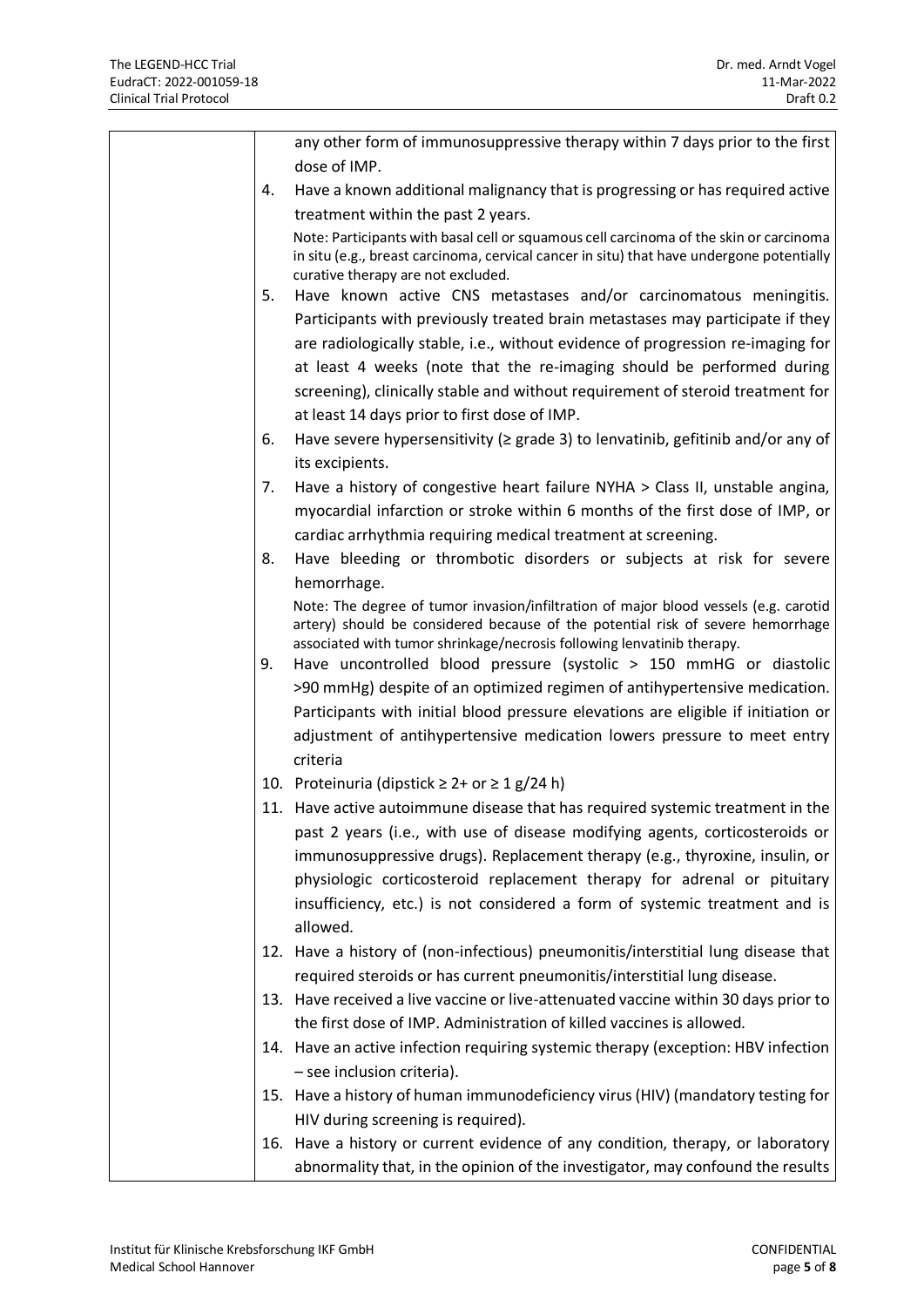| | any other form of immunosuppressive therapy within 7 days prior to the first dose of IMP.<br>4. Have a known additional malignancy that is progressing or has required active treatment within the past 2 years.<br>Note: Participants with basal cell or squamous cell carcinoma of the skin or carcinoma in situ (e.g., breast carcinoma, cervical cancer in situ) that have undergone potentially curative therapy are not excluded.<br>5. Have known active CNS metastases and/or carcinomatous meningitis. Participants with previously treated brain metastases may participate if they are radiologically stable, i.e., without evidence of progression re-imaging for at least 4 weeks (note that the re-imaging should be performed during screening), clinically stable and without requirement of steroid treatment for at least 14 days prior to first dose of IMP.<br>6. Have severe hypersensitivity (≥ grade 3) to lenvatinib, gefitinib and/or any of its excipients.<br>7. Have a history of congestive heart failure NYHA > Class II, unstable angina, myocardial infarction or stroke within 6 months of the first dose of IMP, or cardiac arrhythmia requiring medical treatment at screening.<br>8. Have bleeding or thrombotic disorders or subjects at risk for severe hemorrhage.<br>Note: The degree of tumor invasion/infiltration of major blood vessels (e.g. carotid artery) should be considered because of the potential risk of severe hemorrhage associated with tumor shrinkage/necrosis following lenvatinib therapy.<br>9. Have uncontrolled blood pressure (systolic > 150 mmHG or diastolic >90 mmHg) despite of an optimized regimen of antihypertensive medication. Participants with initial blood pressure elevations are eligible if initiation or adjustment of antihypertensive medication lowers pressure to meet entry criteria<br>10. Proteinuria (dipstick ≥ 2+ or ≥ 1 g/24 h)<br>11. Have active autoimmune disease that has required systemic treatment in the past 2 years (i.e., with use of disease modifying agents, corticosteroids or immunosuppressive drugs). Replacement therapy (e.g., thyroxine, insulin, or physiologic corticosteroid replacement therapy for adrenal or pituitary insufficiency, etc.) is not considered a form of systemic treatment and is allowed.<br>12. Have a history of (non-infectious) pneumonitis/interstitial lung disease that required steroids or has current pneumonitis/interstitial lung disease.<br>13. Have received a live vaccine or live-attenuated vaccine within 30 days prior to the first dose of IMP. Administration of killed vaccines is allowed.<br>14. Have an active infection requiring systemic therapy (exception: HBV infection – see inclusion criteria).<br>15. Have a history of human immunodeficiency virus (HIV) (mandatory testing for HIV during screening is required).<br>16. Have a history or current evidence of any condition, therapy, or laboratory abnormality that, in the opinion of the investigator, may confound the results |
|---|---|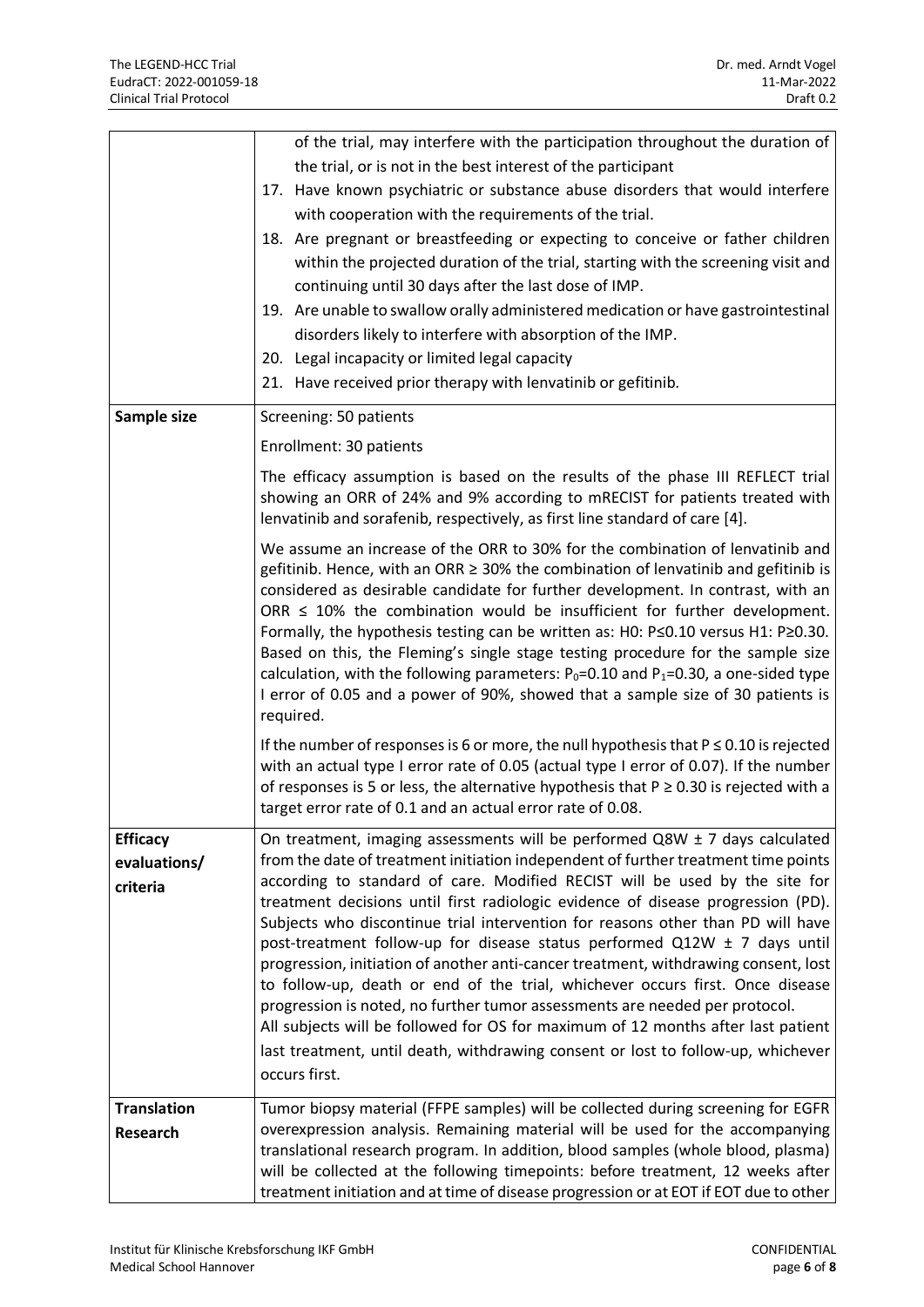| | |
|---|---|
| | of the trial, may interfere with the participation throughout the duration of the trial, or is not in the best interest of the participant<br>17. Have known psychiatric or substance abuse disorders that would interfere with cooperation with the requirements of the trial.<br>18. Are pregnant or breastfeeding or expecting to conceive or father children within the projected duration of the trial, starting with the screening visit and continuing until 30 days after the last dose of IMP.<br>19. Are unable to swallow orally administered medication or have gastrointestinal disorders likely to interfere with absorption of the IMP.<br>20. Legal incapacity or limited legal capacity<br>21. Have received prior therapy with lenvatinib or gefitinib. |
| **Sample size** | Screening: 50 patients<br><br>Enrollment: 30 patients<br><br>The efficacy assumption is based on the results of the phase III REFLECT trial showing an ORR of 24% and 9% according to mRECIST for patients treated with lenvatinib and sorafenib, respectively, as first line standard of care [4].<br><br>We assume an increase of the ORR to 30% for the combination of lenvatinib and gefitinib. Hence, with an ORR ≥ 30% the combination of lenvatinib and gefitinib is considered as desirable candidate for further development. In contrast, with an ORR ≤ 10% the combination would be insufficient for further development. Formally, the hypothesis testing can be written as: H0: P≤0.10 versus H1: P≥0.30. Based on this, the Fleming's single stage testing procedure for the sample size calculation, with the following parameters: $P_0$=0.10 and $P_1$=0.30, a one-sided type I error of 0.05 and a power of 90%, showed that a sample size of 30 patients is required.<br><br>If the number of responses is 6 or more, the null hypothesis that P ≤ 0.10 is rejected with an actual type I error rate of 0.05 (actual type I error of 0.07). If the number of responses is 5 or less, the alternative hypothesis that P ≥ 0.30 is rejected with a target error rate of 0.1 and an actual error rate of 0.08. |
| **Efficacy evaluations/ criteria** | On treatment, imaging assessments will be performed Q8W ± 7 days calculated from the date of treatment initiation independent of further treatment time points according to standard of care. Modified RECIST will be used by the site for treatment decisions until first radiologic evidence of disease progression (PD). Subjects who discontinue trial intervention for reasons other than PD will have post-treatment follow-up for disease status performed Q12W ± 7 days until progression, initiation of another anti-cancer treatment, withdrawing consent, lost to follow-up, death or end of the trial, whichever occurs first. Once disease progression is noted, no further tumor assessments are needed per protocol.<br>All subjects will be followed for OS for maximum of 12 months after last patient last treatment, until death, withdrawing consent or lost to follow-up, whichever occurs first. |
| **Translation Research** | Tumor biopsy material (FFPE samples) will be collected during screening for EGFR overexpression analysis. Remaining material will be used for the accompanying translational research program. In addition, blood samples (whole blood, plasma) will be collected at the following timepoints: before treatment, 12 weeks after treatment initiation and at time of disease progression or at EOT if EOT due to other |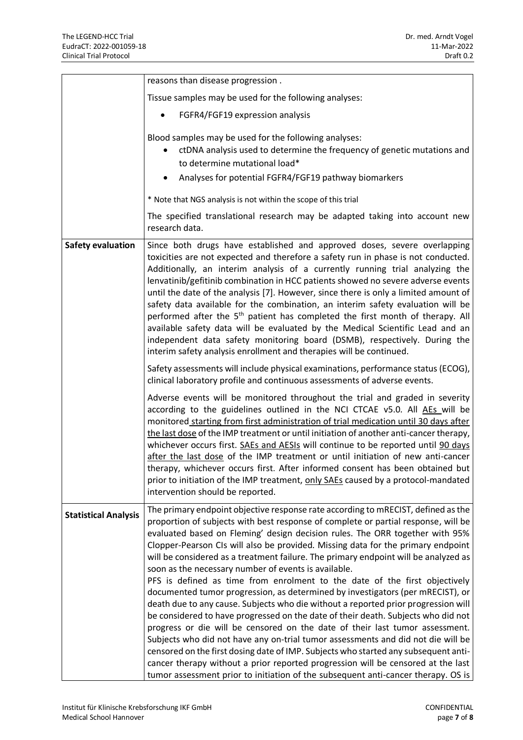| | |
|---|---|
| | reasons than disease progression .<br><br>Tissue samples may be used for the following analyses:<br>• FGFR4/FGF19 expression analysis<br><br>Blood samples may be used for the following analyses:<br>• ctDNA analysis used to determine the frequency of genetic mutations and to determine mutational load*<br>• Analyses for potential FGFR4/FGF19 pathway biomarkers<br><br>* Note that NGS analysis is not within the scope of this trial<br><br>The specified translational research may be adapted taking into account new research data. |
| **Safety evaluation** | Since both drugs have established and approved doses, severe overlapping toxicities are not expected and therefore a safety run in phase is not conducted. Additionally, an interim analysis of a currently running trial analyzing the lenvatinib/gefitinib combination in HCC patients showed no severe adverse events until the date of the analysis [7]. However, since there is only a limited amount of safety data available for the combination, an interim safety evaluation will be performed after the 5th patient has completed the first month of therapy. All available safety data will be evaluated by the Medical Scientific Lead and an independent data safety monitoring board (DSMB), respectively. During the interim safety analysis enrollment and therapies will be continued.<br><br>Safety assessments will include physical examinations, performance status (ECOG), clinical laboratory profile and continuous assessments of adverse events.<br><br>Adverse events will be monitored throughout the trial and graded in severity according to the guidelines outlined in the NCI CTCAE v5.0. All AEs will be monitored starting from first administration of trial medication until 30 days after the last dose of the IMP treatment or until initiation of another anti-cancer therapy, whichever occurs first. SAEs and AESIs will continue to be reported until 90 days after the last dose of the IMP treatment or until initiation of new anti-cancer therapy, whichever occurs first. After informed consent has been obtained but prior to initiation of the IMP treatment, only SAEs caused by a protocol-mandated intervention should be reported. |
| **Statistical Analysis** | The primary endpoint objective response rate according to mRECIST, defined as the proportion of subjects with best response of complete or partial response, will be evaluated based on Fleming' design decision rules. The ORR together with 95% Clopper-Pearson CIs will also be provided. Missing data for the primary endpoint will be considered as a treatment failure. The primary endpoint will be analyzed as soon as the necessary number of events is available.<br>PFS is defined as time from enrolment to the date of the first objectively documented tumor progression, as determined by investigators (per mRECIST), or death due to any cause. Subjects who die without a reported prior progression will be considered to have progressed on the date of their death. Subjects who did not progress or die will be censored on the date of their last tumor assessment. Subjects who did not have any on-trial tumor assessments and did not die will be censored on the first dosing date of IMP. Subjects who started any subsequent anti-cancer therapy without a prior reported progression will be censored at the last tumor assessment prior to initiation of the subsequent anti-cancer therapy. OS is |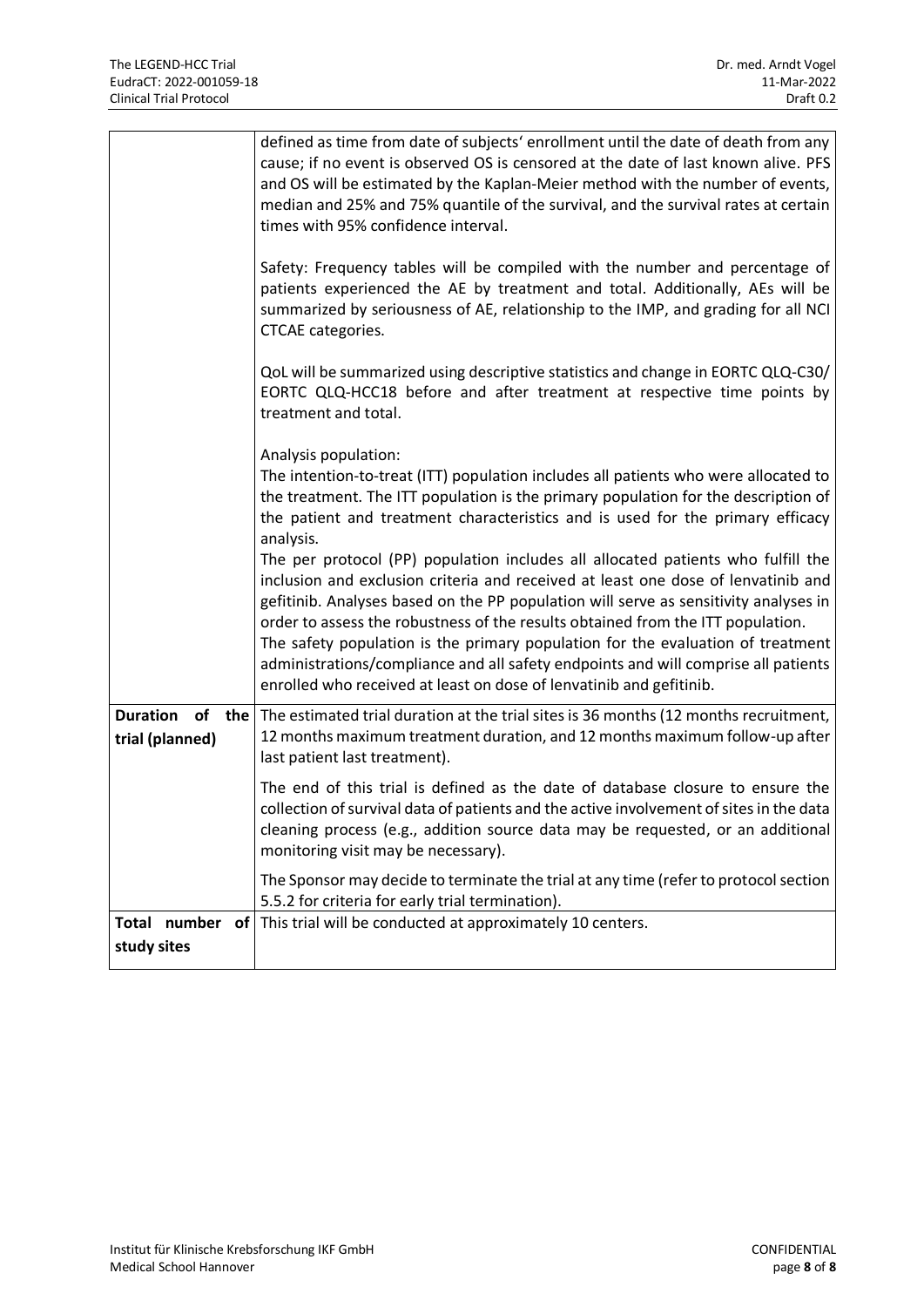| | |
|---|---|
| | defined as time from date of subjects' enrollment until the date of death from any cause; if no event is observed OS is censored at the date of last known alive. PFS and OS will be estimated by the Kaplan-Meier method with the number of events, median and 25% and 75% quantile of the survival, and the survival rates at certain times with 95% confidence interval.<br><br>Safety: Frequency tables will be compiled with the number and percentage of patients experienced the AE by treatment and total. Additionally, AEs will be summarized by seriousness of AE, relationship to the IMP, and grading for all NCI CTCAE categories.<br><br>QoL will be summarized using descriptive statistics and change in EORTC QLQ-C30/ EORTC QLQ-HCC18 before and after treatment at respective time points by treatment and total.<br><br>Analysis population:<br>The intention-to-treat (ITT) population includes all patients who were allocated to the treatment. The ITT population is the primary population for the description of the patient and treatment characteristics and is used for the primary efficacy analysis.<br>The per protocol (PP) population includes all allocated patients who fulfill the inclusion and exclusion criteria and received at least one dose of lenvatinib and gefitinib. Analyses based on the PP population will serve as sensitivity analyses in order to assess the robustness of the results obtained from the ITT population.<br>The safety population is the primary population for the evaluation of treatment administrations/compliance and all safety endpoints and will comprise all patients enrolled who received at least on dose of lenvatinib and gefitinib. |
| **Duration of the trial (planned)** | The estimated trial duration at the trial sites is 36 months (12 months recruitment, 12 months maximum treatment duration, and 12 months maximum follow-up after last patient last treatment).<br><br>The end of this trial is defined as the date of database closure to ensure the collection of survival data of patients and the active involvement of sites in the data cleaning process (e.g., addition source data may be requested, or an additional monitoring visit may be necessary).<br><br>The Sponsor may decide to terminate the trial at any time (refer to protocol section 5.5.2 for criteria for early trial termination). |
| **Total number of study sites** | This trial will be conducted at approximately 10 centers. |